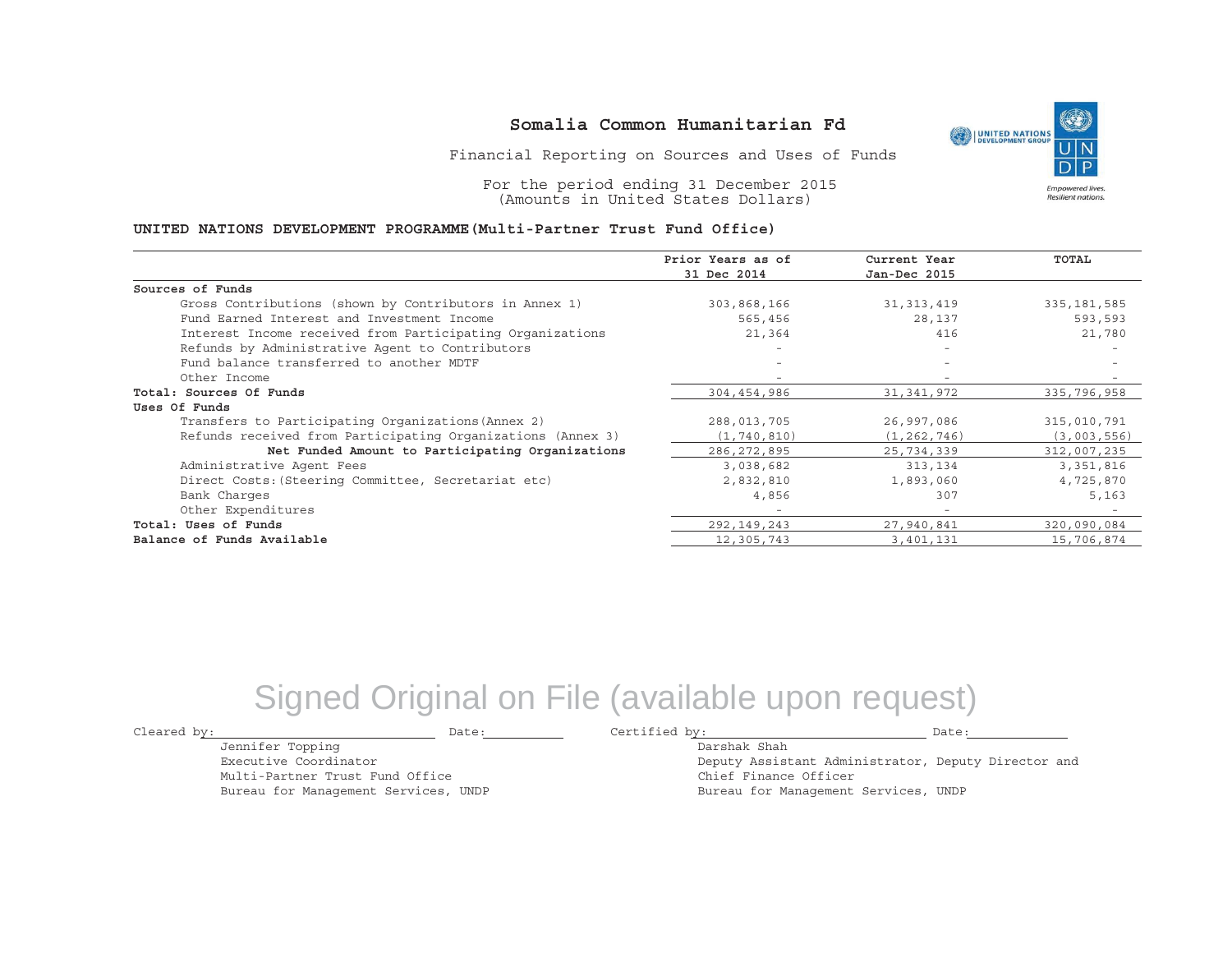# Somalia Common Humanitarian Fd

Financial Reporting on Sources and Uses of Funds

For the period ending 31 December 2015
(Amounts in United States Dollars)

**UNITED NATIONS DEVELOPMENT PROGRAMME(Multi-Partner Trust Fund Office)**

| | Prior Years as of 31 Dec 2014 | Current Year Jan-Dec 2015 | TOTAL |
|---|---|---|---|
| **Sources of Funds** | | | |
| Gross Contributions (shown by Contributors in Annex 1) | 303,868,166 | 31,313,419 | 335,181,585 |
| Fund Earned Interest and Investment Income | 565,456 | 28,137 | 593,593 |
| Interest Income received from Participating Organizations | 21,364 | 416 | 21,780 |
| Refunds by Administrative Agent to Contributors | - | - | - |
| Fund balance transferred to another MDTF | - | - | - |
| Other Income | - | - | - |
| **Total: Sources Of Funds** | 304,454,986 | 31,341,972 | 335,796,958 |
| **Uses Of Funds** | | | |
| Transfers to Participating Organizations(Annex 2) | 288,013,705 | 26,997,086 | 315,010,791 |
| Refunds received from Participating Organizations (Annex 3) | (1,740,810) | (1,262,746) | (3,003,556) |
| **Net Funded Amount to Participating Organizations** | 286,272,895 | 25,734,339 | 312,007,235 |
| Administrative Agent Fees | 3,038,682 | 313,134 | 3,351,816 |
| Direct Costs:(Steering Committee, Secretariat etc) | 2,832,810 | 1,893,060 | 4,725,870 |
| Bank Charges | 4,856 | 307 | 5,163 |
| Other Expenditures | - | - | - |
| **Total: Uses of Funds** | 292,149,243 | 27,940,841 | 320,090,084 |
| **Balance of Funds Available** | 12,305,743 | 3,401,131 | 15,706,874 |

Signed Original on File (available upon request)

Cleared by: ____________________ Date: __________

Jennifer Topping
Executive Coordinator
Multi-Partner Trust Fund Office
Bureau for Management Services, UNDP

Certified by: ____________________ Date: __________

Darshak Shah
Deputy Assistant Administrator, Deputy Director and
Chief Finance Officer
Bureau for Management Services, UNDP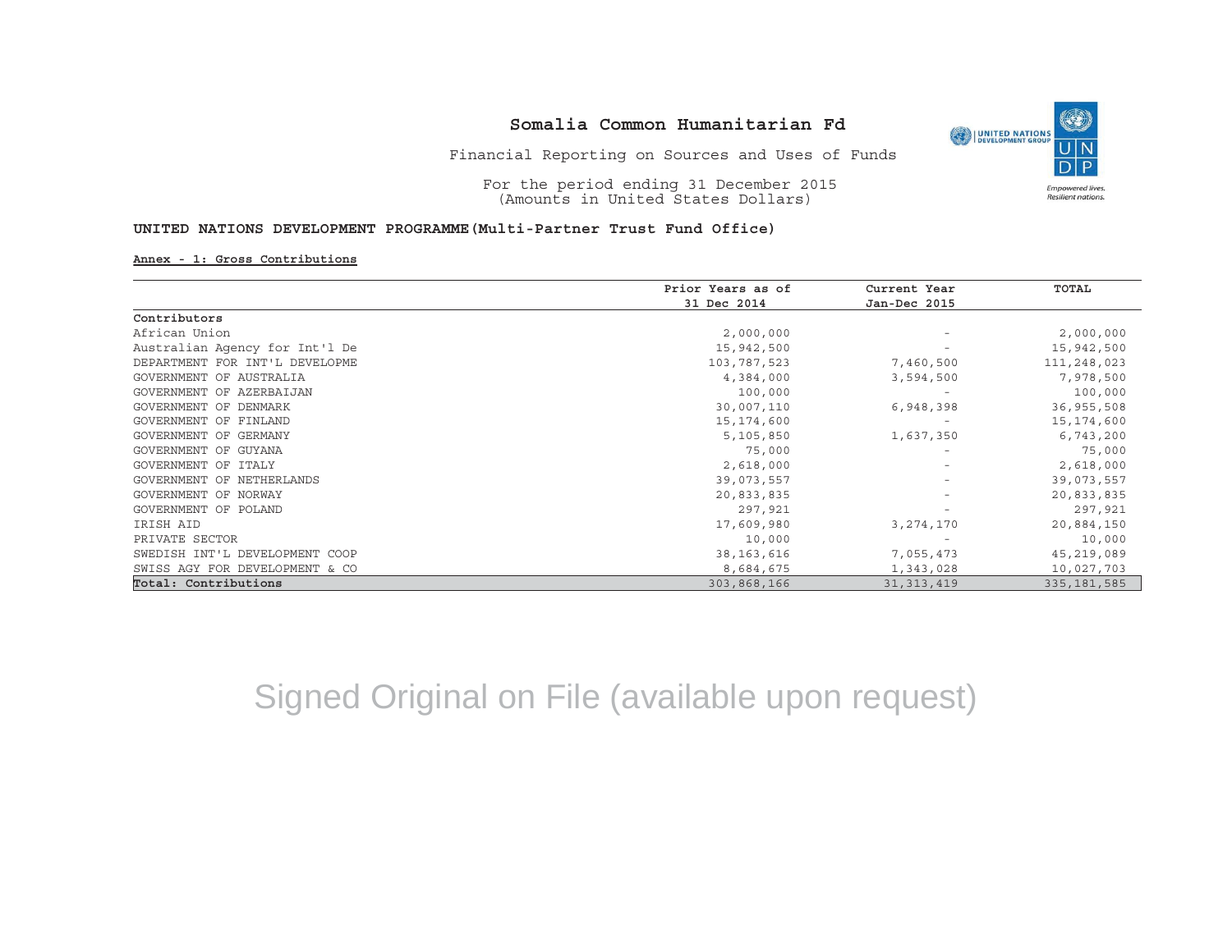# Somalia Common Humanitarian Fd

Financial Reporting on Sources and Uses of Funds

For the period ending 31 December 2015
(Amounts in United States Dollars)

**UNITED NATIONS DEVELOPMENT PROGRAMME (Multi-Partner Trust Fund Office)**

**Annex - 1: Gross Contributions**

| | Prior Years as of 31 Dec 2014 | Current Year Jan-Dec 2015 | TOTAL |
|---|---|---|---|
| **Contributors** | | | |
| African Union | 2,000,000 | - | 2,000,000 |
| Australian Agency for Int'l De | 15,942,500 | - | 15,942,500 |
| DEPARTMENT FOR INT'L DEVELOPME | 103,787,523 | 7,460,500 | 111,248,023 |
| GOVERNMENT OF AUSTRALIA | 4,384,000 | 3,594,500 | 7,978,500 |
| GOVERNMENT OF AZERBAIJAN | 100,000 | - | 100,000 |
| GOVERNMENT OF DENMARK | 30,007,110 | 6,948,398 | 36,955,508 |
| GOVERNMENT OF FINLAND | 15,174,600 | - | 15,174,600 |
| GOVERNMENT OF GERMANY | 5,105,850 | 1,637,350 | 6,743,200 |
| GOVERNMENT OF GUYANA | 75,000 | - | 75,000 |
| GOVERNMENT OF ITALY | 2,618,000 | - | 2,618,000 |
| GOVERNMENT OF NETHERLANDS | 39,073,557 | - | 39,073,557 |
| GOVERNMENT OF NORWAY | 20,833,835 | - | 20,833,835 |
| GOVERNMENT OF POLAND | 297,921 | - | 297,921 |
| IRISH AID | 17,609,980 | 3,274,170 | 20,884,150 |
| PRIVATE SECTOR | 10,000 | - | 10,000 |
| SWEDISH INT'L DEVELOPMENT COOP | 38,163,616 | 7,055,473 | 45,219,089 |
| SWISS AGY FOR DEVELOPMENT & CO | 8,684,675 | 1,343,028 | 10,027,703 |
| **Total: Contributions** | 303,868,166 | 31,313,419 | 335,181,585 |

Signed Original on File (available upon request)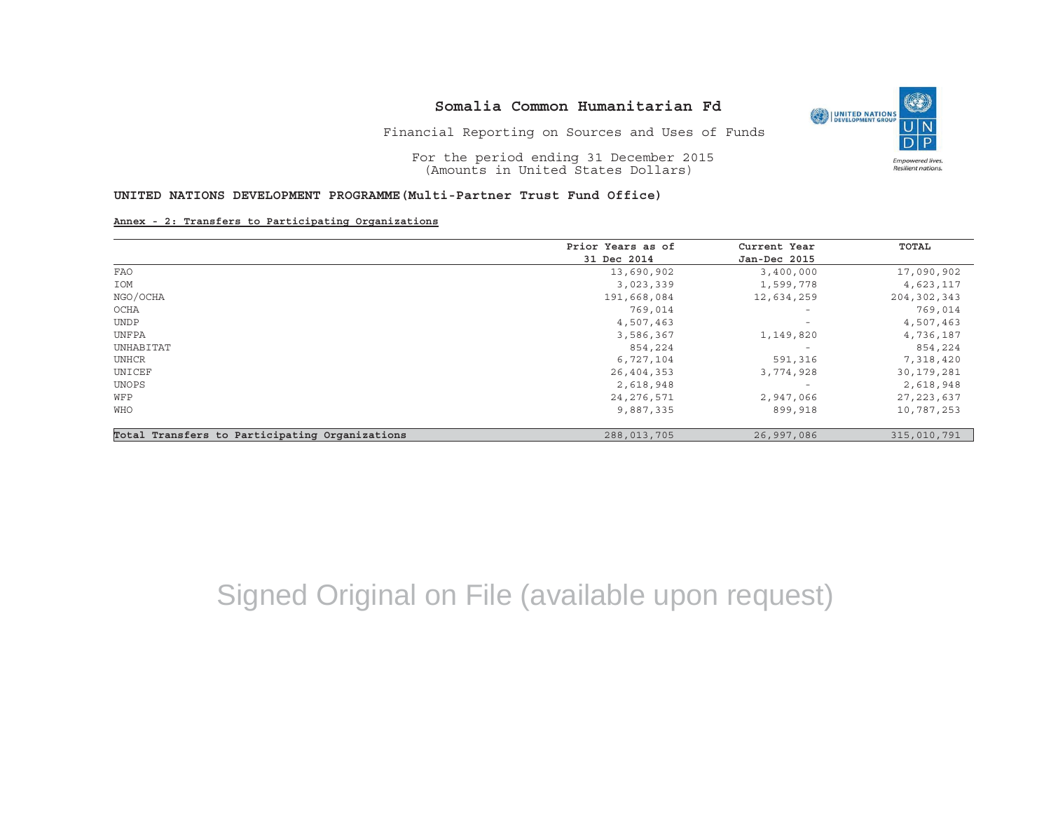# Somalia Common Humanitarian Fd

Financial Reporting on Sources and Uses of Funds

For the period ending 31 December 2015
(Amounts in United States Dollars)

**UNITED NATIONS DEVELOPMENT PROGRAMME(Multi-Partner Trust Fund Office)**

**Annex - 2: Transfers to Participating Organizations**

| | Prior Years as of 31 Dec 2014 | Current Year Jan-Dec 2015 | TOTAL |
|---|---|---|---|
| FAO | 13,690,902 | 3,400,000 | 17,090,902 |
| IOM | 3,023,339 | 1,599,778 | 4,623,117 |
| NGO/OCHA | 191,668,084 | 12,634,259 | 204,302,343 |
| OCHA | 769,014 | - | 769,014 |
| UNDP | 4,507,463 | - | 4,507,463 |
| UNFPA | 3,586,367 | 1,149,820 | 4,736,187 |
| UNHABITAT | 854,224 | - | 854,224 |
| UNHCR | 6,727,104 | 591,316 | 7,318,420 |
| UNICEF | 26,404,353 | 3,774,928 | 30,179,281 |
| UNOPS | 2,618,948 | - | 2,618,948 |
| WFP | 24,276,571 | 2,947,066 | 27,223,637 |
| WHO | 9,887,335 | 899,918 | 10,787,253 |
| **Total Transfers to Participating Organizations** | 288,013,705 | 26,997,086 | 315,010,791 |

Signed Original on File (available upon request)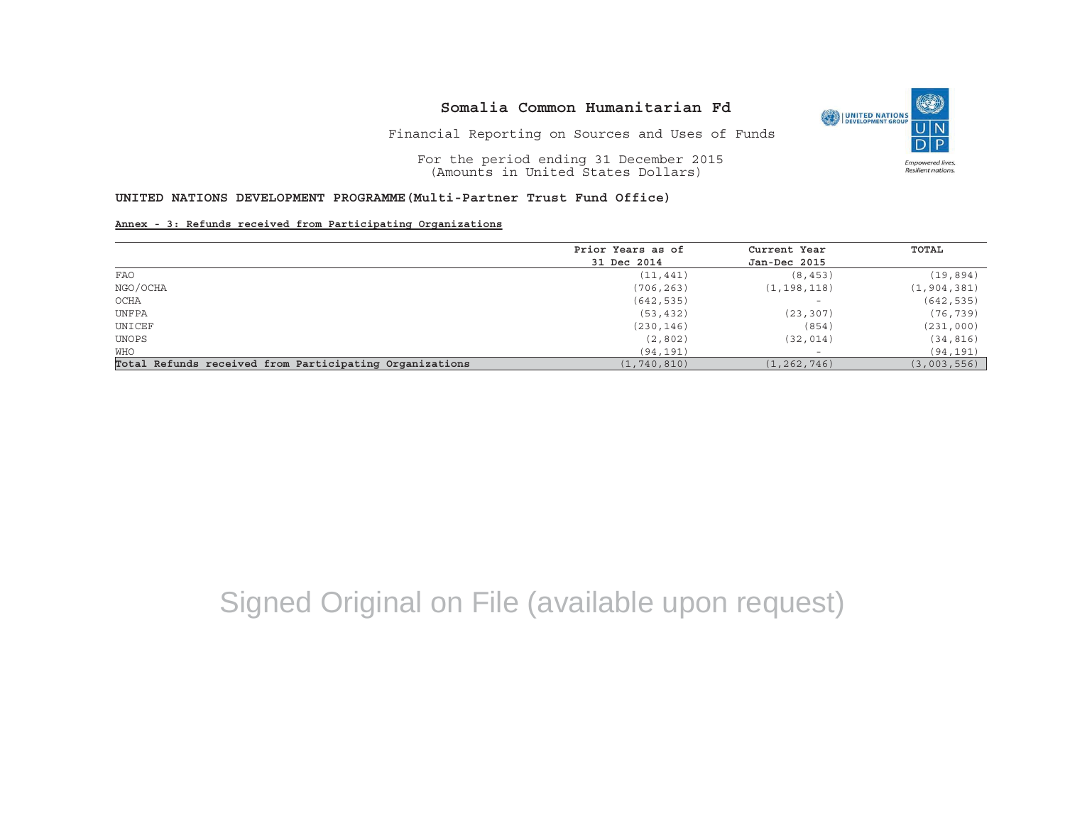# Somalia Common Humanitarian Fd

Financial Reporting on Sources and Uses of Funds

For the period ending 31 December 2015
(Amounts in United States Dollars)

**UNITED NATIONS DEVELOPMENT PROGRAMME(Multi-Partner Trust Fund Office)**

**Annex - 3: Refunds received from Participating Organizations**

| | Prior Years as of 31 Dec 2014 | Current Year Jan-Dec 2015 | TOTAL |
|---|---|---|---|
| FAO | (11,441) | (8,453) | (19,894) |
| NGO/OCHA | (706,263) | (1,198,118) | (1,904,381) |
| OCHA | (642,535) | - | (642,535) |
| UNFPA | (53,432) | (23,307) | (76,739) |
| UNICEF | (230,146) | (854) | (231,000) |
| UNOPS | (2,802) | (32,014) | (34,816) |
| WHO | (94,191) | - | (94,191) |
| **Total Refunds received from Participating Organizations** | (1,740,810) | (1,262,746) | (3,003,556) |

Signed Original on File (available upon request)